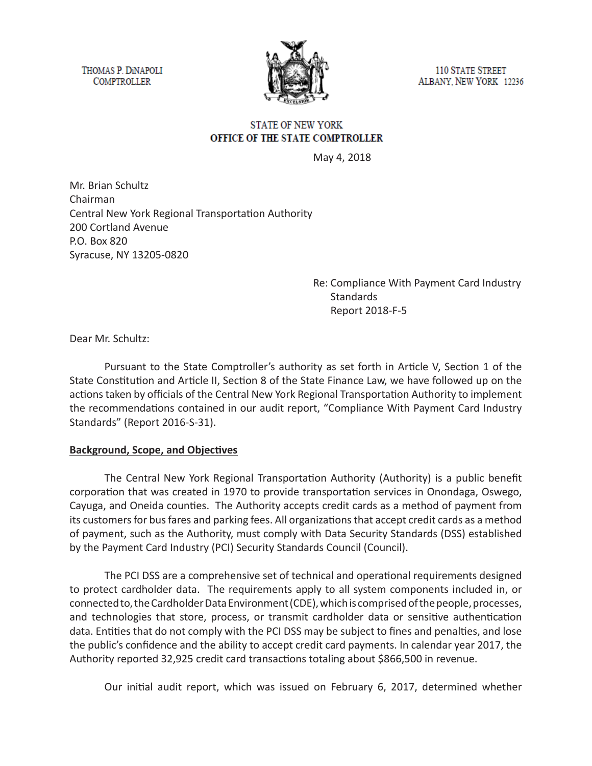THOMAS P. DiNAPOLI
COMPTROLLER

110 STATE STREET
ALBANY, NEW YORK 12236

STATE OF NEW YORK
**OFFICE OF THE STATE COMPTROLLER**

May 4, 2018

Mr. Brian Schultz
Chairman
Central New York Regional Transportation Authority
200 Cortland Avenue
P.O. Box 820
Syracuse, NY 13205-0820

Re: Compliance With Payment Card Industry Standards
Report 2018-F-5

Dear Mr. Schultz:

Pursuant to the State Comptroller's authority as set forth in Article V, Section 1 of the State Constitution and Article II, Section 8 of the State Finance Law, we have followed up on the actions taken by officials of the Central New York Regional Transportation Authority to implement the recommendations contained in our audit report, "Compliance With Payment Card Industry Standards" (Report 2016-S-31).

**Background, Scope, and Objectives**

The Central New York Regional Transportation Authority (Authority) is a public benefit corporation that was created in 1970 to provide transportation services in Onondaga, Oswego, Cayuga, and Oneida counties. The Authority accepts credit cards as a method of payment from its customers for bus fares and parking fees. All organizations that accept credit cards as a method of payment, such as the Authority, must comply with Data Security Standards (DSS) established by the Payment Card Industry (PCI) Security Standards Council (Council).

The PCI DSS are a comprehensive set of technical and operational requirements designed to protect cardholder data. The requirements apply to all system components included in, or connected to, the Cardholder Data Environment (CDE), which is comprised of the people, processes, and technologies that store, process, or transmit cardholder data or sensitive authentication data. Entities that do not comply with the PCI DSS may be subject to fines and penalties, and lose the public's confidence and the ability to accept credit card payments. In calendar year 2017, the Authority reported 32,925 credit card transactions totaling about $866,500 in revenue.

Our initial audit report, which was issued on February 6, 2017, determined whether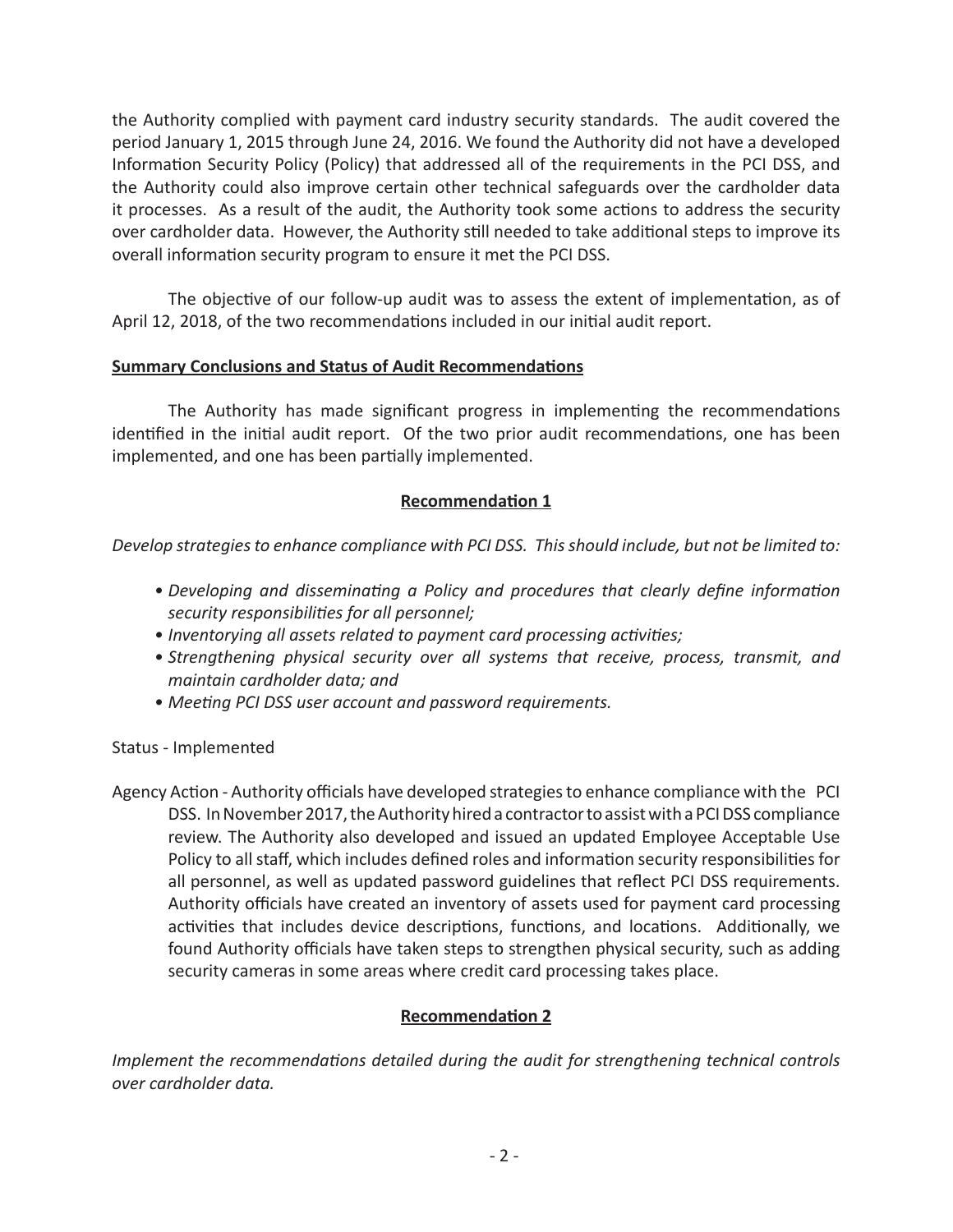the Authority complied with payment card industry security standards. The audit covered the period January 1, 2015 through June 24, 2016. We found the Authority did not have a developed Information Security Policy (Policy) that addressed all of the requirements in the PCI DSS, and the Authority could also improve certain other technical safeguards over the cardholder data it processes. As a result of the audit, the Authority took some actions to address the security over cardholder data. However, the Authority still needed to take additional steps to improve its overall information security program to ensure it met the PCI DSS.

The objective of our follow-up audit was to assess the extent of implementation, as of April 12, 2018, of the two recommendations included in our initial audit report.

**Summary Conclusions and Status of Audit Recommendations**

The Authority has made significant progress in implementing the recommendations identified in the initial audit report. Of the two prior audit recommendations, one has been implemented, and one has been partially implemented.

**Recommendation 1**

*Develop strategies to enhance compliance with PCI DSS. This should include, but not be limited to:*

- *Developing and disseminating a Policy and procedures that clearly define information security responsibilities for all personnel;*
- *Inventorying all assets related to payment card processing activities;*
- *Strengthening physical security over all systems that receive, process, transmit, and maintain cardholder data; and*
- *Meeting PCI DSS user account and password requirements.*

Status - Implemented

Agency Action - Authority officials have developed strategies to enhance compliance with the PCI DSS. In November 2017, the Authority hired a contractor to assist with a PCI DSS compliance review. The Authority also developed and issued an updated Employee Acceptable Use Policy to all staff, which includes defined roles and information security responsibilities for all personnel, as well as updated password guidelines that reflect PCI DSS requirements. Authority officials have created an inventory of assets used for payment card processing activities that includes device descriptions, functions, and locations. Additionally, we found Authority officials have taken steps to strengthen physical security, such as adding security cameras in some areas where credit card processing takes place.

**Recommendation 2**

*Implement the recommendations detailed during the audit for strengthening technical controls over cardholder data.*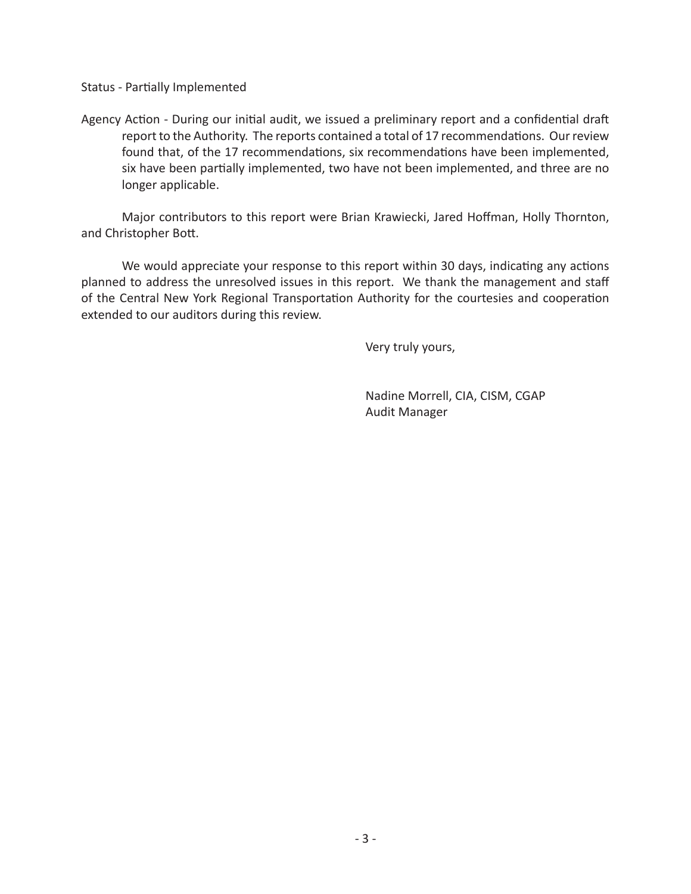Status - Partially Implemented

Agency Action - During our initial audit, we issued a preliminary report and a confidential draft report to the Authority. The reports contained a total of 17 recommendations. Our review found that, of the 17 recommendations, six recommendations have been implemented, six have been partially implemented, two have not been implemented, and three are no longer applicable.

Major contributors to this report were Brian Krawiecki, Jared Hoffman, Holly Thornton, and Christopher Bott.

We would appreciate your response to this report within 30 days, indicating any actions planned to address the unresolved issues in this report. We thank the management and staff of the Central New York Regional Transportation Authority for the courtesies and cooperation extended to our auditors during this review.

Very truly yours,

Nadine Morrell, CIA, CISM, CGAP  
Audit Manager